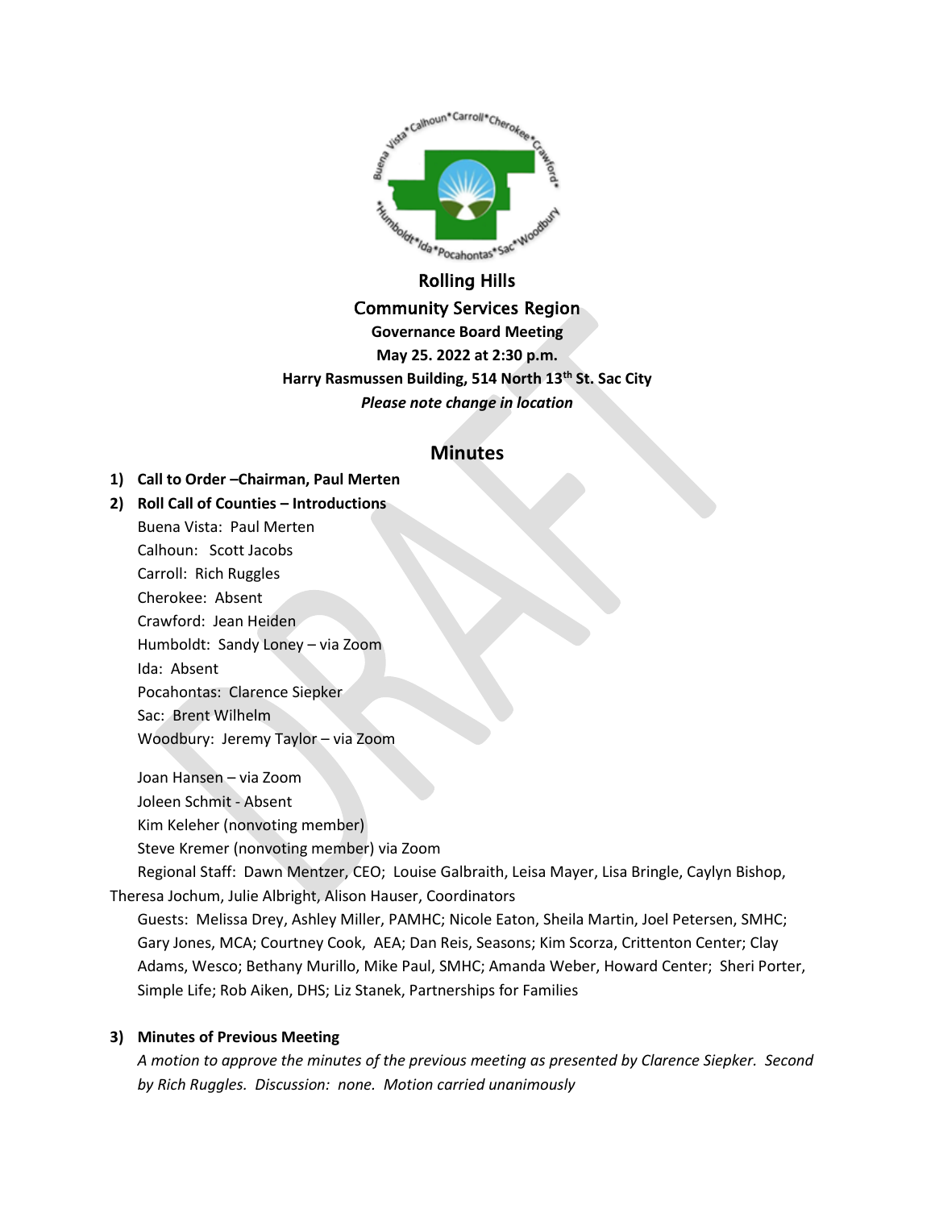**Rolling Hills**

**Community Services Region**

**Governance Board Meeting**

**May 25. 2022 at 2:30 p.m.**

**Harry Rasmussen Building, 514 North 13th St. Sac City**

***Please note change in location***

# Minutes

1) **Call to Order –Chairman, Paul Merten**
2) **Roll Call of Counties – Introductions**

   Buena Vista: Paul Merten
   Calhoun: Scott Jacobs
   Carroll: Rich Ruggles
   Cherokee: Absent
   Crawford: Jean Heiden
   Humboldt: Sandy Loney – via Zoom
   Ida: Absent
   Pocahontas: Clarence Siepker
   Sac: Brent Wilhelm
   Woodbury: Jeremy Taylor – via Zoom

   Joan Hansen – via Zoom
   Joleen Schmit - Absent
   Kim Keleher (nonvoting member)
   Steve Kremer (nonvoting member) via Zoom
   Regional Staff: Dawn Mentzer, CEO; Louise Galbraith, Leisa Mayer, Lisa Bringle, Caylyn Bishop, Theresa Jochum, Julie Albright, Alison Hauser, Coordinators
   Guests: Melissa Drey, Ashley Miller, PAMHC; Nicole Eaton, Sheila Martin, Joel Petersen, SMHC; Gary Jones, MCA; Courtney Cook, AEA; Dan Reis, Seasons; Kim Scorza, Crittenton Center; Clay Adams, Wesco; Bethany Murillo, Mike Paul, SMHC; Amanda Weber, Howard Center; Sheri Porter, Simple Life; Rob Aiken, DHS; Liz Stanek, Partnerships for Families

3) **Minutes of Previous Meeting**

   *A motion to approve the minutes of the previous meeting as presented by Clarence Siepker. Second by Rich Ruggles. Discussion: none. Motion carried unanimously*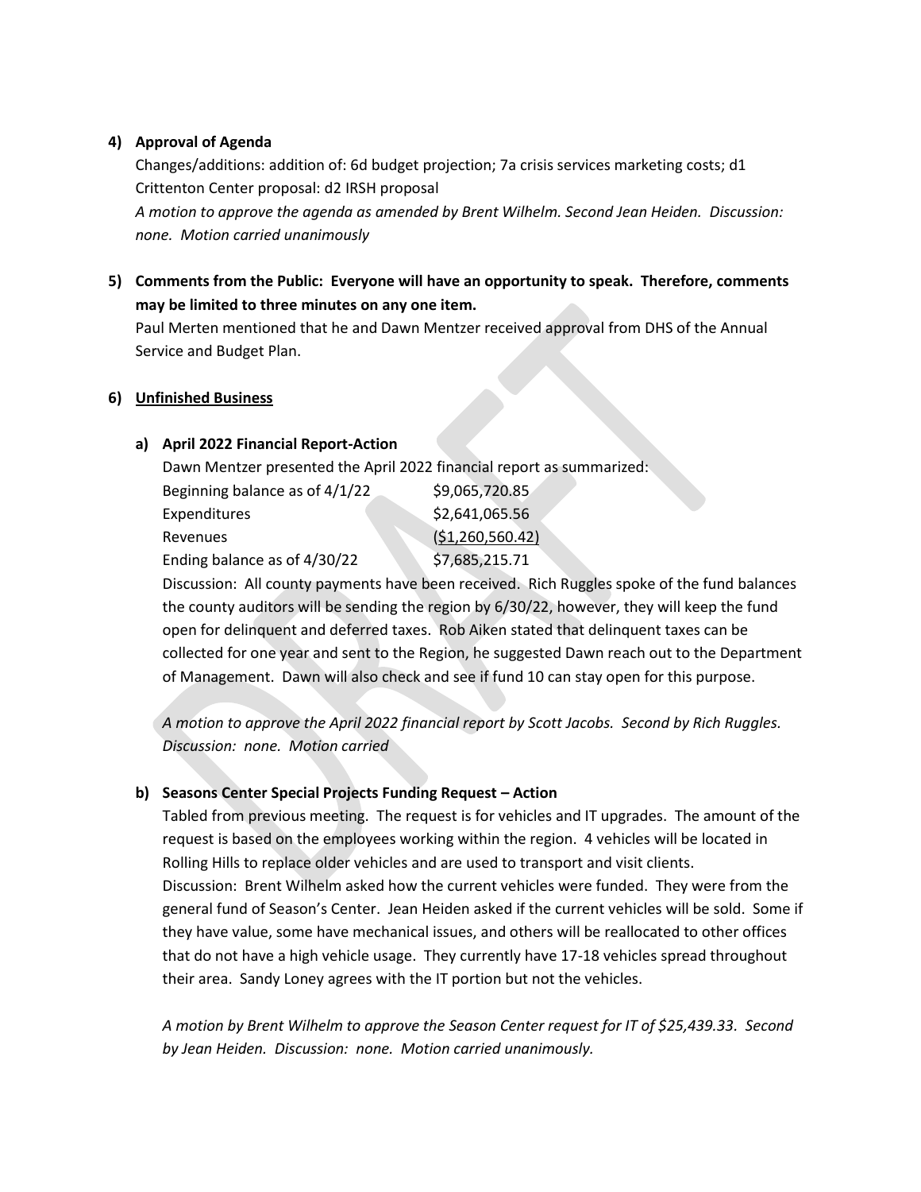**4) Approval of Agenda**

Changes/additions: addition of: 6d budget projection; 7a crisis services marketing costs; d1 Crittenton Center proposal: d2 IRSH proposal

*A motion to approve the agenda as amended by Brent Wilhelm. Second Jean Heiden. Discussion: none. Motion carried unanimously*

**5) Comments from the Public: Everyone will have an opportunity to speak. Therefore, comments may be limited to three minutes on any one item.**

Paul Merten mentioned that he and Dawn Mentzer received approval from DHS of the Annual Service and Budget Plan.

**6) <u>Unfinished Business</u>**

**a) April 2022 Financial Report-Action**

Dawn Mentzer presented the April 2022 financial report as summarized:

| | |
|---|---|
| Beginning balance as of 4/1/22 | $9,065,720.85 |
| Expenditures | $2,641,065.56 |
| Revenues | <u>($1,260,560.42)</u> |
| Ending balance as of 4/30/22 | $7,685,215.71 |

Discussion: All county payments have been received. Rich Ruggles spoke of the fund balances the county auditors will be sending the region by 6/30/22, however, they will keep the fund open for delinquent and deferred taxes. Rob Aiken stated that delinquent taxes can be collected for one year and sent to the Region, he suggested Dawn reach out to the Department of Management. Dawn will also check and see if fund 10 can stay open for this purpose.

*A motion to approve the April 2022 financial report by Scott Jacobs. Second by Rich Ruggles. Discussion: none. Motion carried*

**b) Seasons Center Special Projects Funding Request – Action**

Tabled from previous meeting. The request is for vehicles and IT upgrades. The amount of the request is based on the employees working within the region. 4 vehicles will be located in Rolling Hills to replace older vehicles and are used to transport and visit clients.

Discussion: Brent Wilhelm asked how the current vehicles were funded. They were from the general fund of Season's Center. Jean Heiden asked if the current vehicles will be sold. Some if they have value, some have mechanical issues, and others will be reallocated to other offices that do not have a high vehicle usage. They currently have 17-18 vehicles spread throughout their area. Sandy Loney agrees with the IT portion but not the vehicles.

*A motion by Brent Wilhelm to approve the Season Center request for IT of $25,439.33. Second by Jean Heiden. Discussion: none. Motion carried unanimously.*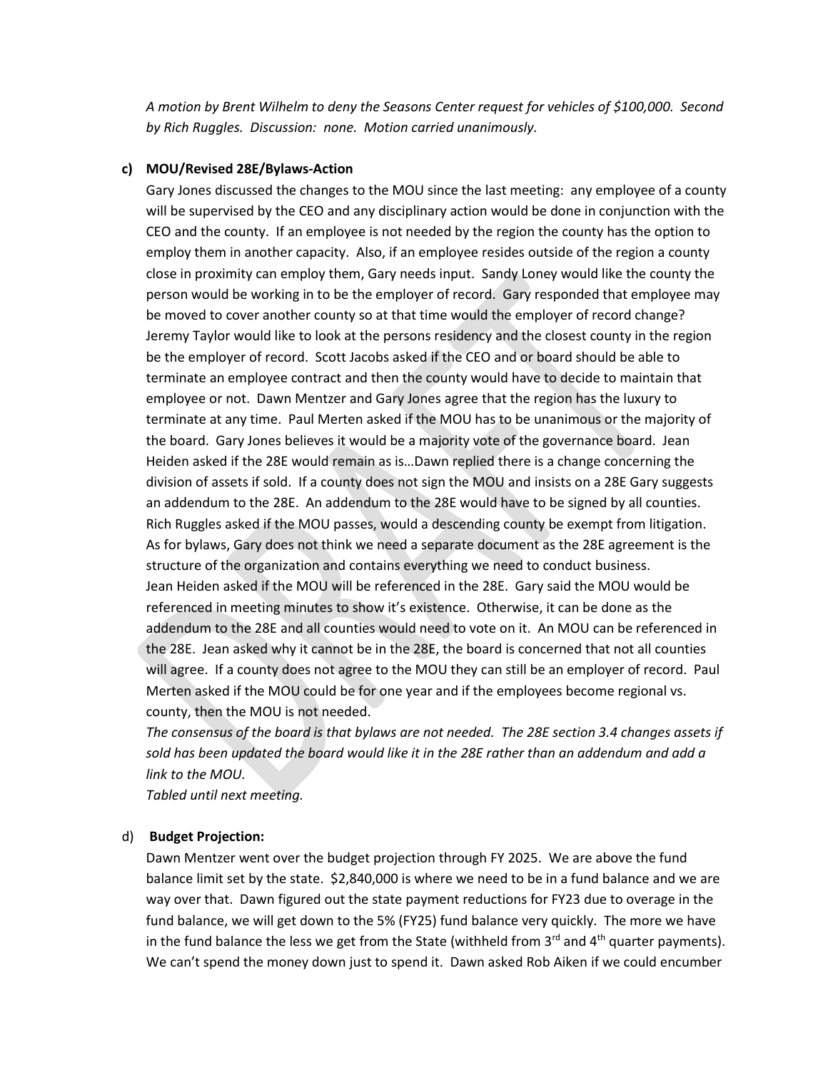*A motion by Brent Wilhelm to deny the Seasons Center request for vehicles of $100,000. Second by Rich Ruggles. Discussion: none. Motion carried unanimously.*

**c) MOU/Revised 28E/Bylaws-Action**

Gary Jones discussed the changes to the MOU since the last meeting: any employee of a county will be supervised by the CEO and any disciplinary action would be done in conjunction with the CEO and the county. If an employee is not needed by the region the county has the option to employ them in another capacity. Also, if an employee resides outside of the region a county close in proximity can employ them, Gary needs input. Sandy Loney would like the county the person would be working in to be the employer of record. Gary responded that employee may be moved to cover another county so at that time would the employer of record change? Jeremy Taylor would like to look at the persons residency and the closest county in the region be the employer of record. Scott Jacobs asked if the CEO and or board should be able to terminate an employee contract and then the county would have to decide to maintain that employee or not. Dawn Mentzer and Gary Jones agree that the region has the luxury to terminate at any time. Paul Merten asked if the MOU has to be unanimous or the majority of the board. Gary Jones believes it would be a majority vote of the governance board. Jean Heiden asked if the 28E would remain as is…Dawn replied there is a change concerning the division of assets if sold. If a county does not sign the MOU and insists on a 28E Gary suggests an addendum to the 28E. An addendum to the 28E would have to be signed by all counties. Rich Ruggles asked if the MOU passes, would a descending county be exempt from litigation. As for bylaws, Gary does not think we need a separate document as the 28E agreement is the structure of the organization and contains everything we need to conduct business.
Jean Heiden asked if the MOU will be referenced in the 28E. Gary said the MOU would be referenced in meeting minutes to show it's existence. Otherwise, it can be done as the addendum to the 28E and all counties would need to vote on it. An MOU can be referenced in the 28E. Jean asked why it cannot be in the 28E, the board is concerned that not all counties will agree. If a county does not agree to the MOU they can still be an employer of record. Paul Merten asked if the MOU could be for one year and if the employees become regional vs. county, then the MOU is not needed.
*The consensus of the board is that bylaws are not needed. The 28E section 3.4 changes assets if sold has been updated the board would like it in the 28E rather than an addendum and add a link to the MOU.*
*Tabled until next meeting.*

d) **Budget Projection:**

Dawn Mentzer went over the budget projection through FY 2025. We are above the fund balance limit set by the state. $2,840,000 is where we need to be in a fund balance and we are way over that. Dawn figured out the state payment reductions for FY23 due to overage in the fund balance, we will get down to the 5% (FY25) fund balance very quickly. The more we have in the fund balance the less we get from the State (withheld from 3rd and 4th quarter payments). We can't spend the money down just to spend it. Dawn asked Rob Aiken if we could encumber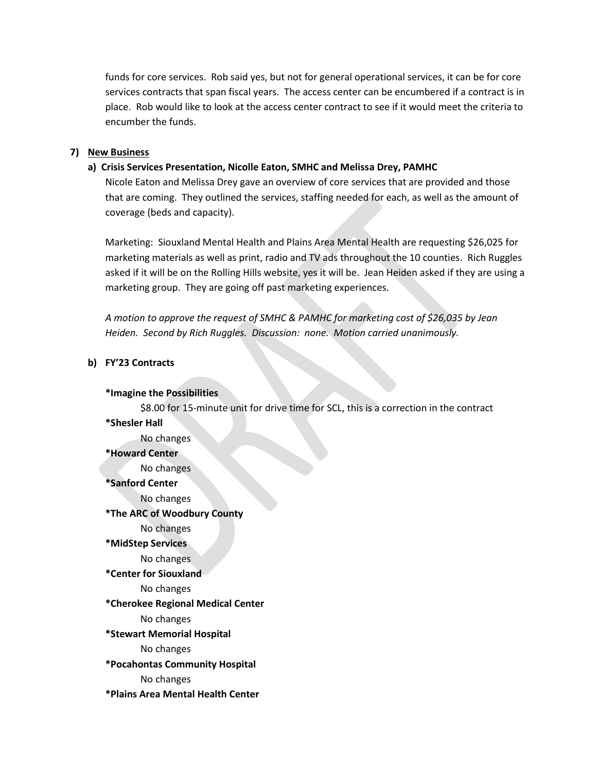funds for core services. Rob said yes, but not for general operational services, it can be for core services contracts that span fiscal years. The access center can be encumbered if a contract is in place. Rob would like to look at the access center contract to see if it would meet the criteria to encumber the funds.

7) **New Business**

**a) Crisis Services Presentation, Nicolle Eaton, SMHC and Melissa Drey, PAMHC**

Nicole Eaton and Melissa Drey gave an overview of core services that are provided and those that are coming. They outlined the services, staffing needed for each, as well as the amount of coverage (beds and capacity).

Marketing: Siouxland Mental Health and Plains Area Mental Health are requesting $26,025 for marketing materials as well as print, radio and TV ads throughout the 10 counties. Rich Ruggles asked if it will be on the Rolling Hills website, yes it will be. Jean Heiden asked if they are using a marketing group. They are going off past marketing experiences.

*A motion to approve the request of SMHC & PAMHC for marketing cost of $26,035 by Jean Heiden. Second by Rich Ruggles. Discussion: none. Motion carried unanimously.*

**b) FY'23 Contracts**

**\*Imagine the Possibilities**
$8.00 for 15-minute unit for drive time for SCL, this is a correction in the contract

**\*Shesler Hall**
No changes

**\*Howard Center**
No changes

**\*Sanford Center**
No changes

**\*The ARC of Woodbury County**
No changes

**\*MidStep Services**
No changes

**\*Center for Siouxland**
No changes

**\*Cherokee Regional Medical Center**
No changes

**\*Stewart Memorial Hospital**
No changes

**\*Pocahontas Community Hospital**
No changes

**\*Plains Area Mental Health Center**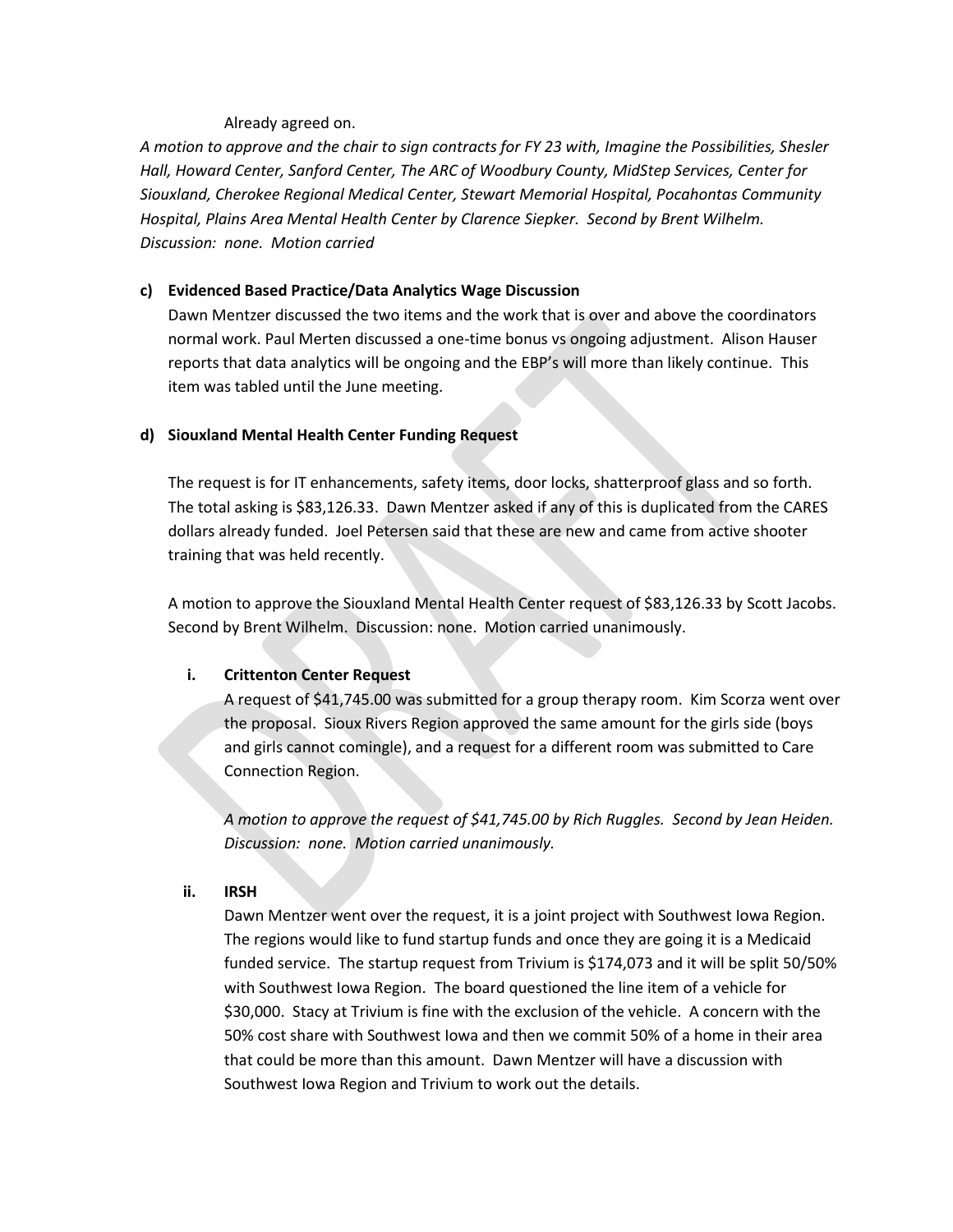Already agreed on.

*A motion to approve and the chair to sign contracts for FY 23 with, Imagine the Possibilities, Shesler Hall, Howard Center, Sanford Center, The ARC of Woodbury County, MidStep Services, Center for Siouxland, Cherokee Regional Medical Center, Stewart Memorial Hospital, Pocahontas Community Hospital, Plains Area Mental Health Center by Clarence Siepker. Second by Brent Wilhelm. Discussion: none. Motion carried*

**c) Evidenced Based Practice/Data Analytics Wage Discussion**

Dawn Mentzer discussed the two items and the work that is over and above the coordinators normal work. Paul Merten discussed a one-time bonus vs ongoing adjustment. Alison Hauser reports that data analytics will be ongoing and the EBP's will more than likely continue. This item was tabled until the June meeting.

**d) Siouxland Mental Health Center Funding Request**

The request is for IT enhancements, safety items, door locks, shatterproof glass and so forth. The total asking is $83,126.33. Dawn Mentzer asked if any of this is duplicated from the CARES dollars already funded. Joel Petersen said that these are new and came from active shooter training that was held recently.

A motion to approve the Siouxland Mental Health Center request of $83,126.33 by Scott Jacobs. Second by Brent Wilhelm. Discussion: none. Motion carried unanimously.

**i. Crittenton Center Request**

A request of $41,745.00 was submitted for a group therapy room. Kim Scorza went over the proposal. Sioux Rivers Region approved the same amount for the girls side (boys and girls cannot comingle), and a request for a different room was submitted to Care Connection Region.

*A motion to approve the request of $41,745.00 by Rich Ruggles. Second by Jean Heiden. Discussion: none. Motion carried unanimously.*

**ii. IRSH**

Dawn Mentzer went over the request, it is a joint project with Southwest Iowa Region. The regions would like to fund startup funds and once they are going it is a Medicaid funded service. The startup request from Trivium is $174,073 and it will be split 50/50% with Southwest Iowa Region. The board questioned the line item of a vehicle for $30,000. Stacy at Trivium is fine with the exclusion of the vehicle. A concern with the 50% cost share with Southwest Iowa and then we commit 50% of a home in their area that could be more than this amount. Dawn Mentzer will have a discussion with Southwest Iowa Region and Trivium to work out the details.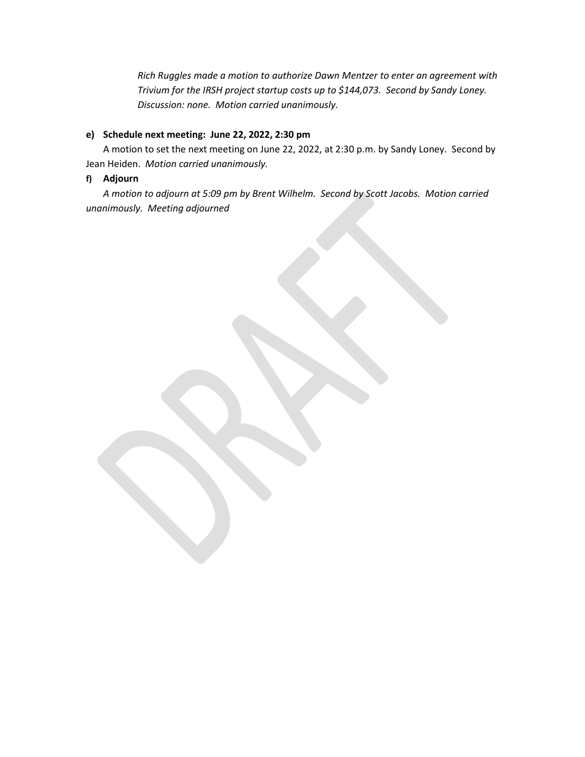*Rich Ruggles made a motion to authorize Dawn Mentzer to enter an agreement with Trivium for the IRSH project startup costs up to $144,073. Second by Sandy Loney. Discussion: none. Motion carried unanimously.*

**e) Schedule next meeting: June 22, 2022, 2:30 pm**

A motion to set the next meeting on June 22, 2022, at 2:30 p.m. by Sandy Loney. Second by Jean Heiden. *Motion carried unanimously.*

**f) Adjourn**

*A motion to adjourn at 5:09 pm by Brent Wilhelm. Second by Scott Jacobs. Motion carried unanimously. Meeting adjourned*

DRAFT